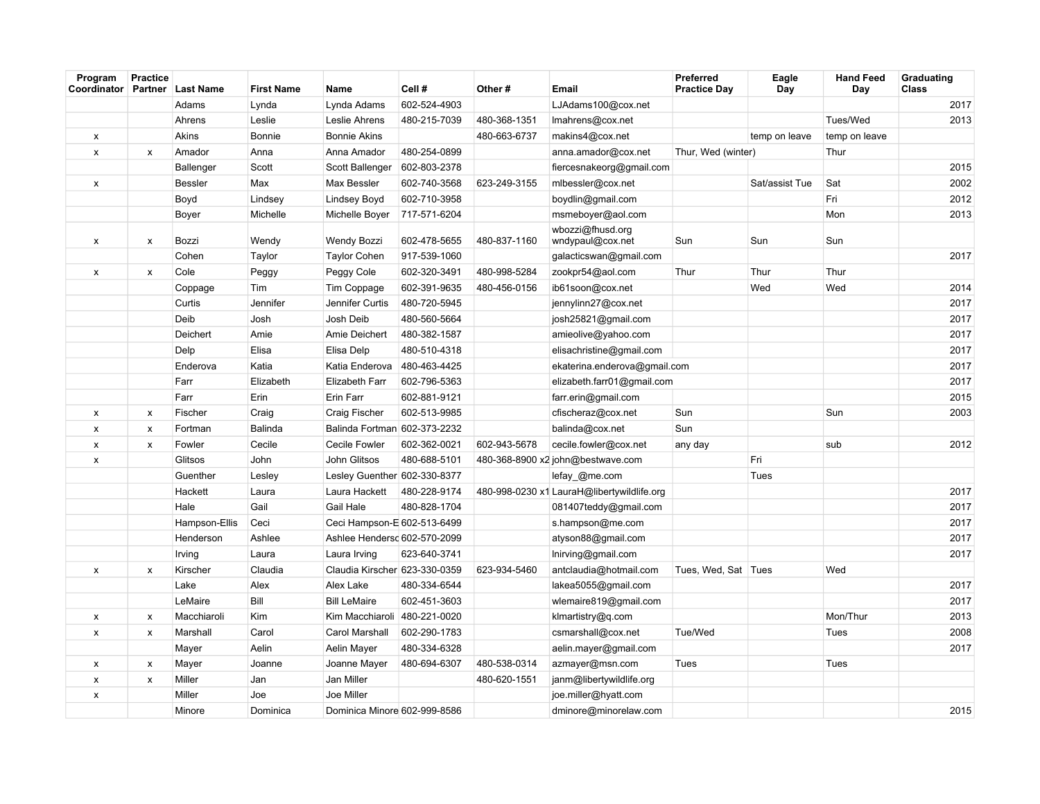| Program Coordinator | Practice Partner | Last Name | First Name | Name | Cell # | Other # | Email | Preferred Practice Day | Eagle Day | Hand Feed Day | Graduating Class |
|---|---|---|---|---|---|---|---|---|---|---|---|
| | | Adams | Lynda | Lynda Adams | 602-524-4903 | | LJAdams100@cox.net | | | | 2017 |
| | | Ahrens | Leslie | Leslie Ahrens | 480-215-7039 | 480-368-1351 | lmahrens@cox.net | | | Tues/Wed | 2013 |
| x | | Akins | Bonnie | Bonnie Akins | | 480-663-6737 | makins4@cox.net | | temp on leave | temp on leave | |
| x | x | Amador | Anna | Anna Amador | 480-254-0899 | | anna.amador@cox.net | Thur, Wed (winter) | | Thur | |
| | | Ballenger | Scott | Scott Ballenger | 602-803-2378 | | fiercesnakeorg@gmail.com | | | | 2015 |
| x | | Bessler | Max | Max Bessler | 602-740-3568 | 623-249-3155 | mlbessler@cox.net | | Sat/assist Tue | Sat | 2002 |
| | | Boyd | Lindsey | Lindsey Boyd | 602-710-3958 | | boydlin@gmail.com | | | Fri | 2012 |
| | | Boyer | Michelle | Michelle Boyer | 717-571-6204 | | msmeboyer@aol.com | | | Mon | 2013 |
| x | x | Bozzi | Wendy | Wendy Bozzi | 602-478-5655 | 480-837-1160 | wbozzi@fhusd.org wndypaul@cox.net | Sun | Sun | Sun | |
| | | Cohen | Taylor | Taylor Cohen | 917-539-1060 | | galacticswan@gmail.com | | | | 2017 |
| x | x | Cole | Peggy | Peggy Cole | 602-320-3491 | 480-998-5284 | zookpr54@aol.com | Thur | Thur | Thur | |
| | | Coppage | Tim | Tim Coppage | 602-391-9635 | 480-456-0156 | ib61soon@cox.net | | Wed | Wed | 2014 |
| | | Curtis | Jennifer | Jennifer Curtis | 480-720-5945 | | jennylinn27@cox.net | | | | 2017 |
| | | Deib | Josh | Josh Deib | 480-560-5664 | | josh25821@gmail.com | | | | 2017 |
| | | Deichert | Amie | Amie Deichert | 480-382-1587 | | amieolive@yahoo.com | | | | 2017 |
| | | Delp | Elisa | Elisa Delp | 480-510-4318 | | elisachristine@gmail.com | | | | 2017 |
| | | Enderova | Katia | Katia Enderova | 480-463-4425 | | ekaterina.enderova@gmail.com | | | | 2017 |
| | | Farr | Elizabeth | Elizabeth Farr | 602-796-5363 | | elizabeth.farr01@gmail.com | | | | 2017 |
| | | Farr | Erin | Erin Farr | 602-881-9121 | | farr.erin@gmail.com | | | | 2015 |
| x | x | Fischer | Craig | Craig Fischer | 602-513-9985 | | cfischeraz@cox.net | Sun | | Sun | 2003 |
| x | x | Fortman | Balinda | Balinda Fortman | 602-373-2232 | | balinda@cox.net | Sun | | | |
| x | x | Fowler | Cecile | Cecile Fowler | 602-362-0021 | 602-943-5678 | cecile.fowler@cox.net | any day | | sub | 2012 |
| x | | Glitsos | John | John Glitsos | 480-688-5101 | 480-368-8900 x2 | john@bestwave.com | | Fri | | |
| | | Guenther | Lesley | Lesley Guenther | 602-330-8377 | | lefay_@me.com | | Tues | | |
| | | Hackett | Laura | Laura Hackett | 480-228-9174 | 480-998-0230 x1 | LauraH@libertywildlife.org | | | | 2017 |
| | | Hale | Gail | Gail Hale | 480-828-1704 | | 081407teddy@gmail.com | | | | 2017 |
| | | Hampson-Ellis | Ceci | Ceci Hampson-E | 602-513-6499 | | s.hampson@me.com | | | | 2017 |
| | | Henderson | Ashlee | Ashlee Henderso | 602-570-2099 | | atyson88@gmail.com | | | | 2017 |
| | | Irving | Laura | Laura Irving | 623-640-3741 | | lnirving@gmail.com | | | | 2017 |
| x | x | Kirscher | Claudia | Claudia Kirscher | 623-330-0359 | 623-934-5460 | antclaudia@hotmail.com | Tues, Wed, Sat | Tues | Wed | |
| | | Lake | Alex | Alex Lake | 480-334-6544 | | lakea5055@gmail.com | | | | 2017 |
| | | LeMaire | Bill | Bill LeMaire | 602-451-3603 | | wlemaire819@gmail.com | | | | 2017 |
| x | x | Macchiaroli | Kim | Kim Macchiaroli | 480-221-0020 | | klmartistry@q.com | | | Mon/Thur | 2013 |
| x | x | Marshall | Carol | Carol Marshall | 602-290-1783 | | csmarshall@cox.net | Tue/Wed | | Tues | 2008 |
| | | Mayer | Aelin | Aelin Mayer | 480-334-6328 | | aelin.mayer@gmail.com | | | | 2017 |
| x | x | Mayer | Joanne | Joanne Mayer | 480-694-6307 | 480-538-0314 | azmayer@msn.com | Tues | | Tues | |
| x | x | Miller | Jan | Jan Miller | | 480-620-1551 | janm@libertywildlife.org | | | | |
| x | | Miller | Joe | Joe Miller | | | joe.miller@hyatt.com | | | | |
| | | Minore | Dominica | Dominica Minore | 602-999-8586 | | dminore@minorelaw.com | | | | 2015 |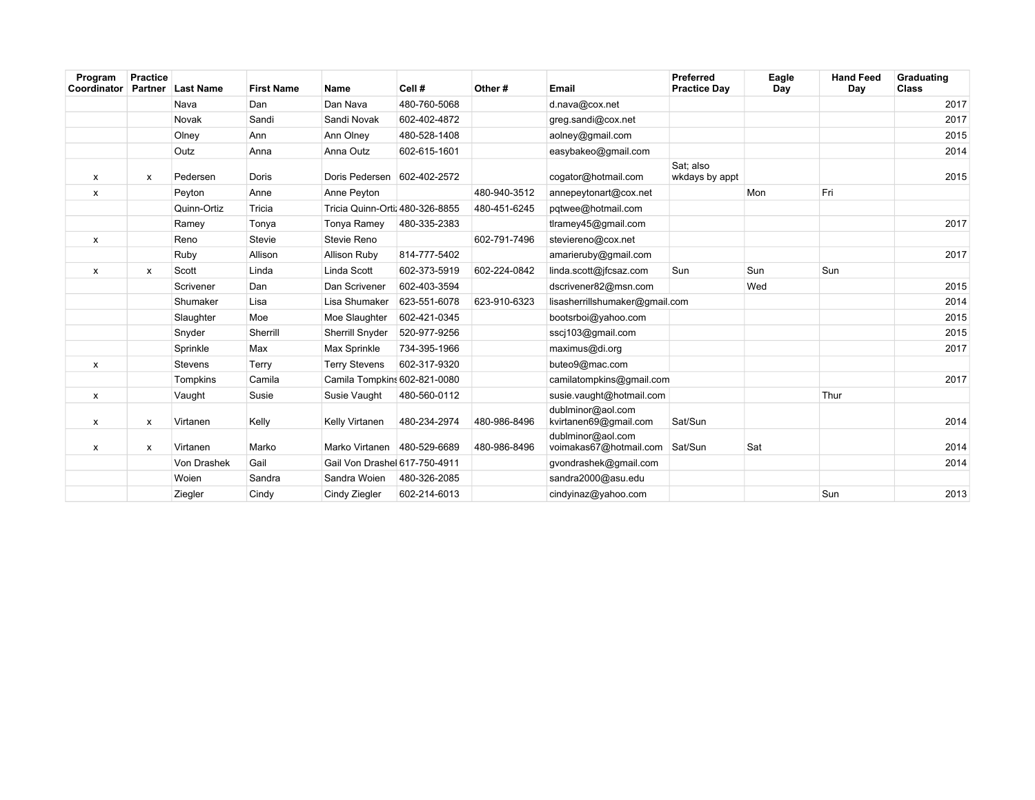| Program Coordinator | Practice Partner | Last Name | First Name | Name | Cell # | Other # | Email | Preferred Practice Day | Eagle Day | Hand Feed Day | Graduating Class |
|---|---|---|---|---|---|---|---|---|---|---|---|
| | | Nava | Dan | Dan Nava | 480-760-5068 | | d.nava@cox.net | | | | 2017 |
| | | Novak | Sandi | Sandi Novak | 602-402-4872 | | greg.sandi@cox.net | | | | 2017 |
| | | Olney | Ann | Ann Olney | 480-528-1408 | | aolney@gmail.com | | | | 2015 |
| | | Outz | Anna | Anna Outz | 602-615-1601 | | easybakeo@gmail.com | | | | 2014 |
| x | x | Pedersen | Doris | Doris Pedersen | 602-402-2572 | | cogator@hotmail.com | Sat; also wkdays by appt | | | 2015 |
| x | | Peyton | Anne | Anne Peyton | | 480-940-3512 | annepeytonart@cox.net | | Mon | Fri | |
| | | Quinn-Ortiz | Tricia | Tricia Quinn-Ortiz | 480-326-8855 | 480-451-6245 | pqtwee@hotmail.com | | | | |
| | | Ramey | Tonya | Tonya Ramey | 480-335-2383 | | tlramey45@gmail.com | | | | 2017 |
| x | | Reno | Stevie | Stevie Reno | | 602-791-7496 | steviereno@cox.net | | | | |
| | | Ruby | Allison | Allison Ruby | 814-777-5402 | | amarieruby@gmail.com | | | | 2017 |
| x | x | Scott | Linda | Linda Scott | 602-373-5919 | 602-224-0842 | linda.scott@jfcsaz.com | Sun | Sun | Sun | |
| | | Scrivener | Dan | Dan Scrivener | 602-403-3594 | | dscrivener82@msn.com | | Wed | | 2015 |
| | | Shumaker | Lisa | Lisa Shumaker | 623-551-6078 | 623-910-6323 | lisasherrillshumaker@gmail.com | | | | 2014 |
| | | Slaughter | Moe | Moe Slaughter | 602-421-0345 | | bootsrboi@yahoo.com | | | | 2015 |
| | | Snyder | Sherrill | Sherrill Snyder | 520-977-9256 | | sscj103@gmail.com | | | | 2015 |
| | | Sprinkle | Max | Max Sprinkle | 734-395-1966 | | maximus@di.org | | | | 2017 |
| x | | Stevens | Terry | Terry Stevens | 602-317-9320 | | buteo9@mac.com | | | | |
| | | Tompkins | Camila | Camila Tompkins | 602-821-0080 | | camilatompkins@gmail.com | | | | 2017 |
| x | | Vaught | Susie | Susie Vaught | 480-560-0112 | | susie.vaught@hotmail.com | | | Thur | |
| x | x | Virtanen | Kelly | Kelly Virtanen | 480-234-2974 | 480-986-8496 | dublminor@aol.com kvirtanen69@gmail.com | Sat/Sun | | | 2014 |
| x | x | Virtanen | Marko | Marko Virtanen | 480-529-6689 | 480-986-8496 | dublminor@aol.com voimakas67@hotmail.com | Sat/Sun | Sat | | 2014 |
| | | Von Drashek | Gail | Gail Von Drashek | 617-750-4911 | | gvondrashek@gmail.com | | | | 2014 |
| | | Woien | Sandra | Sandra Woien | 480-326-2085 | | sandra2000@asu.edu | | | | |
| | | Ziegler | Cindy | Cindy Ziegler | 602-214-6013 | | cindyinaz@yahoo.com | | | Sun | 2013 |